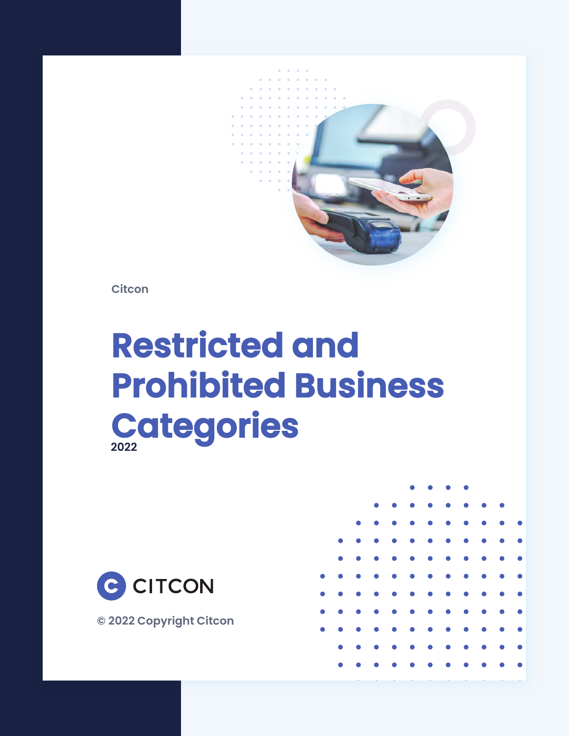Citcon

# Restricted and Prohibited Business Categories

2022

CITCON

© 2022 Copyright Citcon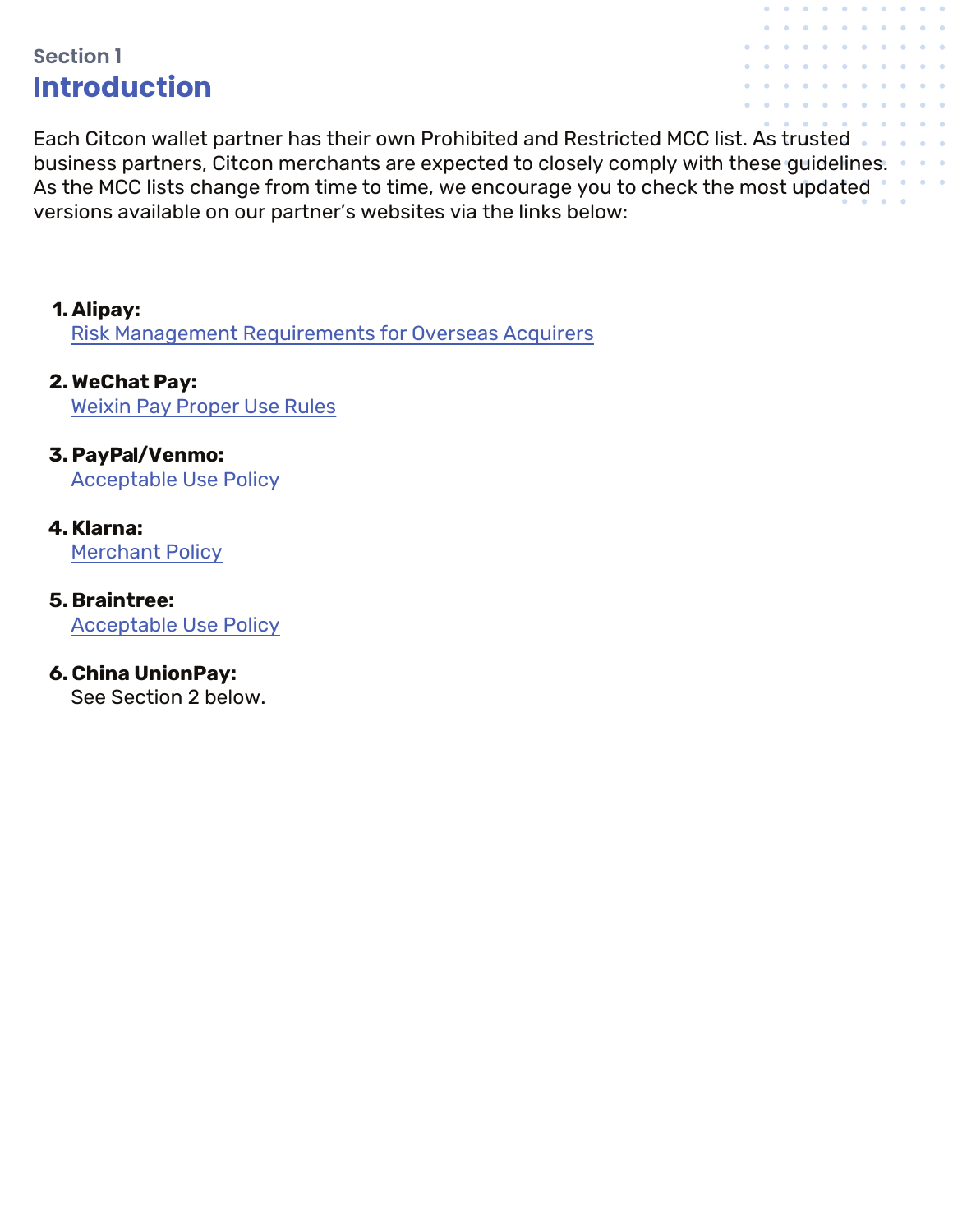Section 1

# Introduction

Each Citcon wallet partner has their own Prohibited and Restricted MCC list. As trusted business partners, Citcon merchants are expected to closely comply with these guidelines. As the MCC lists change from time to time, we encourage you to check the most updated versions available on our partner's websites via the links below:

1. **Alipay:**
   Risk Management Requirements for Overseas Acquirers

2. **WeChat Pay:**
   Weixin Pay Proper Use Rules

3. **PayPal/Venmo:**
   Acceptable Use Policy

4. **Klarna:**
   Merchant Policy

5. **Braintree:**
   Acceptable Use Policy

6. **China UnionPay:**
   See Section 2 below.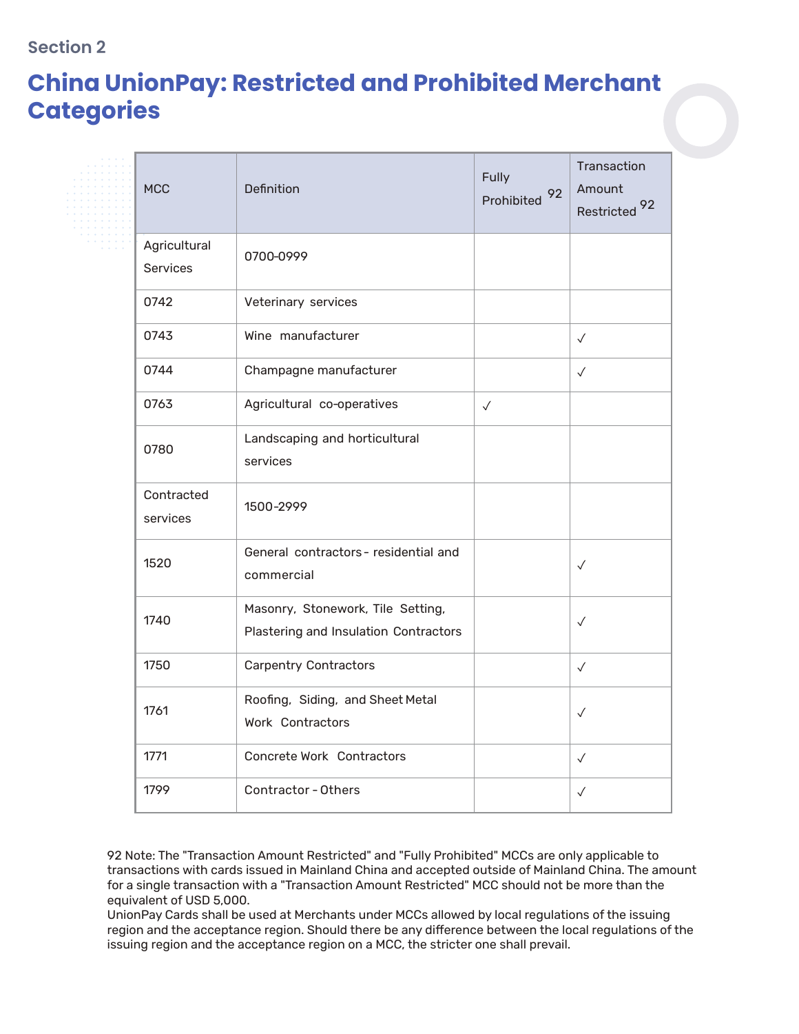Section 2

# China UnionPay: Restricted and Prohibited Merchant Categories

| MCC | Definition | Fully Prohibited [92] | Transaction Amount Restricted [92] |
|---|---|---|---|
| Agricultural Services | 0700-0999 | | |
| 0742 | Veterinary services | | |
| 0743 | Wine manufacturer | | ✓ |
| 0744 | Champagne manufacturer | | ✓ |
| 0763 | Agricultural co-operatives | ✓ | |
| 0780 | Landscaping and horticultural services | | |
| Contracted services | 1500-2999 | | |
| 1520 | General contractors - residential and commercial | | ✓ |
| 1740 | Masonry, Stonework, Tile Setting, Plastering and Insulation Contractors | | ✓ |
| 1750 | Carpentry Contractors | | ✓ |
| 1761 | Roofing, Siding, and Sheet Metal Work Contractors | | ✓ |
| 1771 | Concrete Work Contractors | | ✓ |
| 1799 | Contractor - Others | | ✓ |

92 Note: The "Transaction Amount Restricted" and "Fully Prohibited" MCCs are only applicable to transactions with cards issued in Mainland China and accepted outside of Mainland China. The amount for a single transaction with a "Transaction Amount Restricted" MCC should not be more than the equivalent of USD 5,000.
UnionPay Cards shall be used at Merchants under MCCs allowed by local regulations of the issuing region and the acceptance region. Should there be any difference between the local regulations of the issuing region and the acceptance region on a MCC, the stricter one shall prevail.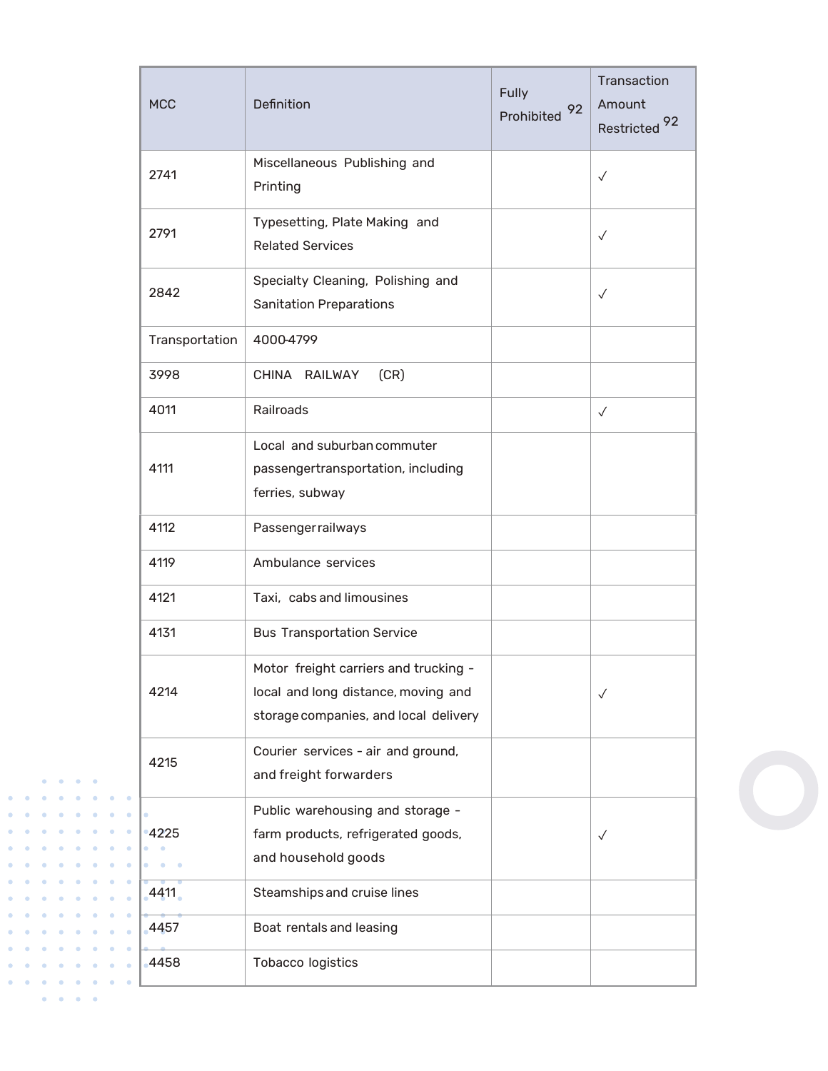| MCC | Definition | Fully Prohibited [92] | Transaction Amount Restricted [92] |
|---|---|---|---|
| 2741 | Miscellaneous Publishing and Printing | | ✓ |
| 2791 | Typesetting, Plate Making and Related Services | | ✓ |
| 2842 | Specialty Cleaning, Polishing and Sanitation Preparations | | ✓ |
| Transportation | 4000-4799 | | |
| 3998 | CHINA RAILWAY (CR) | | |
| 4011 | Railroads | | ✓ |
| 4111 | Local and suburban commuter passengertransportation, including ferries, subway | | |
| 4112 | Passengerrailways | | |
| 4119 | Ambulance services | | |
| 4121 | Taxi, cabs and limousines | | |
| 4131 | Bus Transportation Service | | |
| 4214 | Motor freight carriers and trucking - local and long distance, moving and storage companies, and local delivery | | ✓ |
| 4215 | Courier services - air and ground, and freight forwarders | | |
| 4225 | Public warehousing and storage - farm products, refrigerated goods, and household goods | | ✓ |
| 4411 | Steamships and cruise lines | | |
| 4457 | Boat rentals and leasing | | |
| 4458 | Tobacco logistics | | |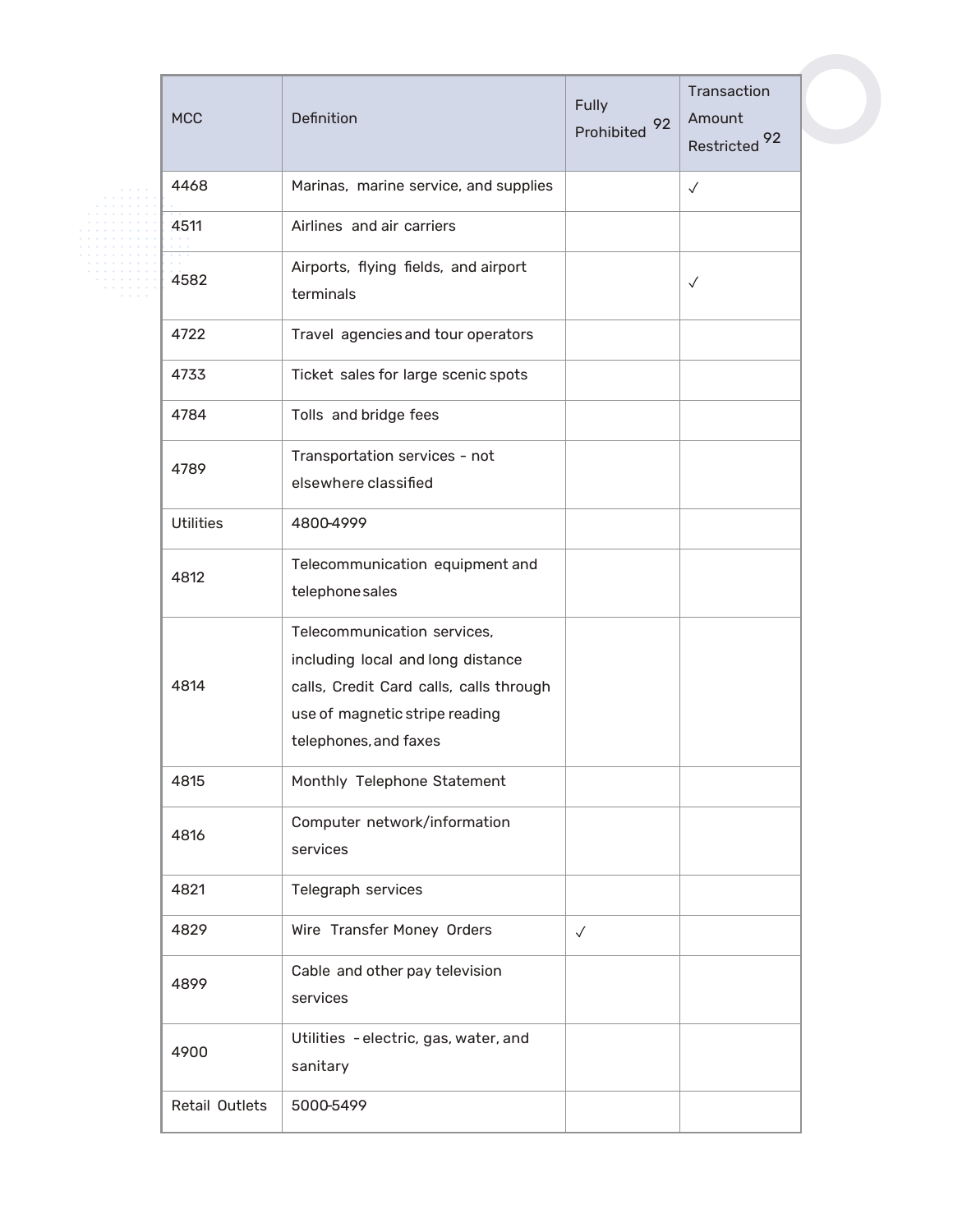| MCC | Definition | Fully Prohibited [92] | Transaction Amount Restricted [92] |
|---|---|---|---|
| 4468 | Marinas, marine service, and supplies | | ✓ |
| 4511 | Airlines and air carriers | | |
| 4582 | Airports, flying fields, and airport terminals | | ✓ |
| 4722 | Travel agencies and tour operators | | |
| 4733 | Ticket sales for large scenic spots | | |
| 4784 | Tolls and bridge fees | | |
| 4789 | Transportation services - not elsewhere classified | | |
| Utilities | 4800-4999 | | |
| 4812 | Telecommunication equipment and telephone sales | | |
| 4814 | Telecommunication services, including local and long distance calls, Credit Card calls, calls through use of magnetic stripe reading telephones, and faxes | | |
| 4815 | Monthly Telephone Statement | | |
| 4816 | Computer network/information services | | |
| 4821 | Telegraph services | | |
| 4829 | Wire Transfer Money Orders | ✓ | |
| 4899 | Cable and other pay television services | | |
| 4900 | Utilities - electric, gas, water, and sanitary | | |
| Retail Outlets | 5000-5499 | | |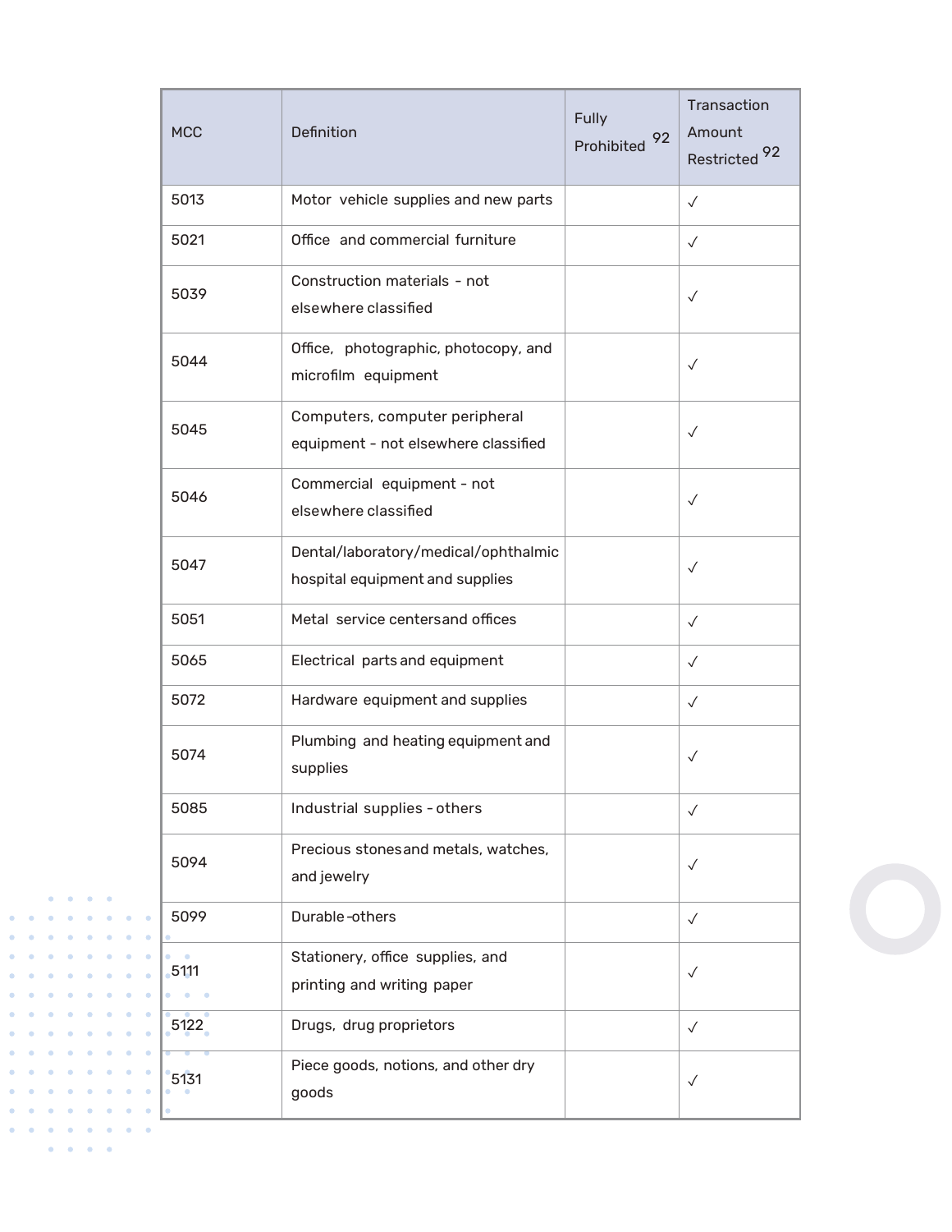| MCC | Definition | Fully Prohibited [92] | Transaction Amount Restricted [92] |
|---|---|---|---|
| 5013 | Motor vehicle supplies and new parts | | ✓ |
| 5021 | Office and commercial furniture | | ✓ |
| 5039 | Construction materials - not elsewhere classified | | ✓ |
| 5044 | Office, photographic, photocopy, and microfilm equipment | | ✓ |
| 5045 | Computers, computer peripheral equipment - not elsewhere classified | | ✓ |
| 5046 | Commercial equipment - not elsewhere classified | | ✓ |
| 5047 | Dental/laboratory/medical/ophthalmic hospital equipment and supplies | | ✓ |
| 5051 | Metal service centersand offices | | ✓ |
| 5065 | Electrical parts and equipment | | ✓ |
| 5072 | Hardware equipment and supplies | | ✓ |
| 5074 | Plumbing and heating equipment and supplies | | ✓ |
| 5085 | Industrial supplies - others | | ✓ |
| 5094 | Precious stonesand metals, watches, and jewelry | | ✓ |
| 5099 | Durable-others | | ✓ |
| 5111 | Stationery, office supplies, and printing and writing paper | | ✓ |
| 5122 | Drugs, drug proprietors | | ✓ |
| 5131 | Piece goods, notions, and other dry goods | | ✓ |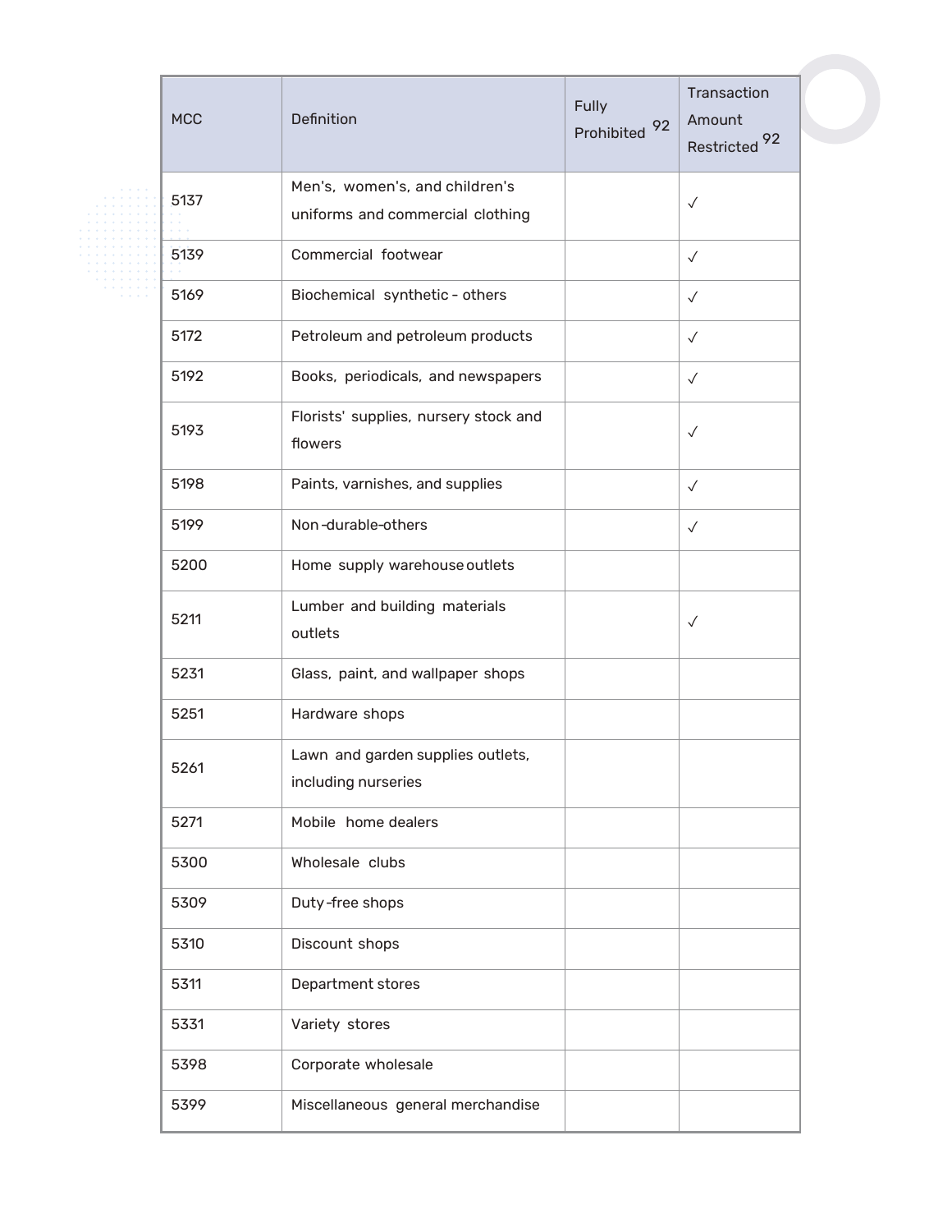| MCC | Definition | Fully Prohibited [92] | Transaction Amount Restricted [92] |
|---|---|---|---|
| 5137 | Men's, women's, and children's uniforms and commercial clothing | | ✓ |
| 5139 | Commercial footwear | | ✓ |
| 5169 | Biochemical synthetic - others | | ✓ |
| 5172 | Petroleum and petroleum products | | ✓ |
| 5192 | Books, periodicals, and newspapers | | ✓ |
| 5193 | Florists' supplies, nursery stock and flowers | | ✓ |
| 5198 | Paints, varnishes, and supplies | | ✓ |
| 5199 | Non-durable-others | | ✓ |
| 5200 | Home supply warehouse outlets | | |
| 5211 | Lumber and building materials outlets | | ✓ |
| 5231 | Glass, paint, and wallpaper shops | | |
| 5251 | Hardware shops | | |
| 5261 | Lawn and garden supplies outlets, including nurseries | | |
| 5271 | Mobile home dealers | | |
| 5300 | Wholesale clubs | | |
| 5309 | Duty-free shops | | |
| 5310 | Discount shops | | |
| 5311 | Department stores | | |
| 5331 | Variety stores | | |
| 5398 | Corporate wholesale | | |
| 5399 | Miscellaneous general merchandise | | |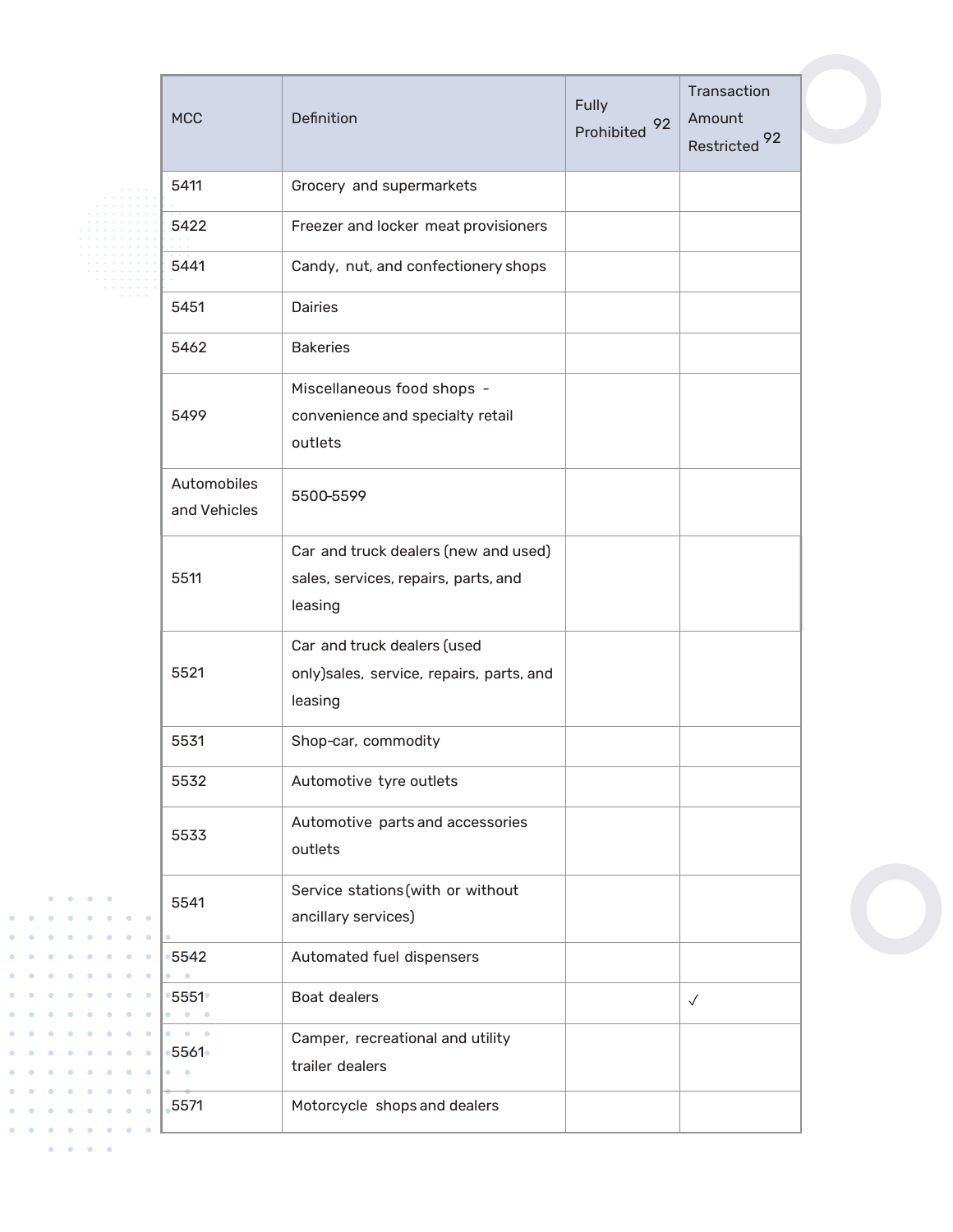| MCC | Definition | Fully Prohibited [92] | Transaction Amount Restricted [92] |
|---|---|---|---|
| 5411 | Grocery and supermarkets | | |
| 5422 | Freezer and locker meat provisioners | | |
| 5441 | Candy, nut, and confectionery shops | | |
| 5451 | Dairies | | |
| 5462 | Bakeries | | |
| 5499 | Miscellaneous food shops - convenience and specialty retail outlets | | |
| Automobiles and Vehicles | 5500-5599 | | |
| 5511 | Car and truck dealers (new and used) sales, services, repairs, parts, and leasing | | |
| 5521 | Car and truck dealers (used only)sales, service, repairs, parts, and leasing | | |
| 5531 | Shop-car, commodity | | |
| 5532 | Automotive tyre outlets | | |
| 5533 | Automotive parts and accessories outlets | | |
| 5541 | Service stations (with or without ancillary services) | | |
| 5542 | Automated fuel dispensers | | |
| 5551 | Boat dealers | | ✓ |
| 5561 | Camper, recreational and utility trailer dealers | | |
| 5571 | Motorcycle shops and dealers | | |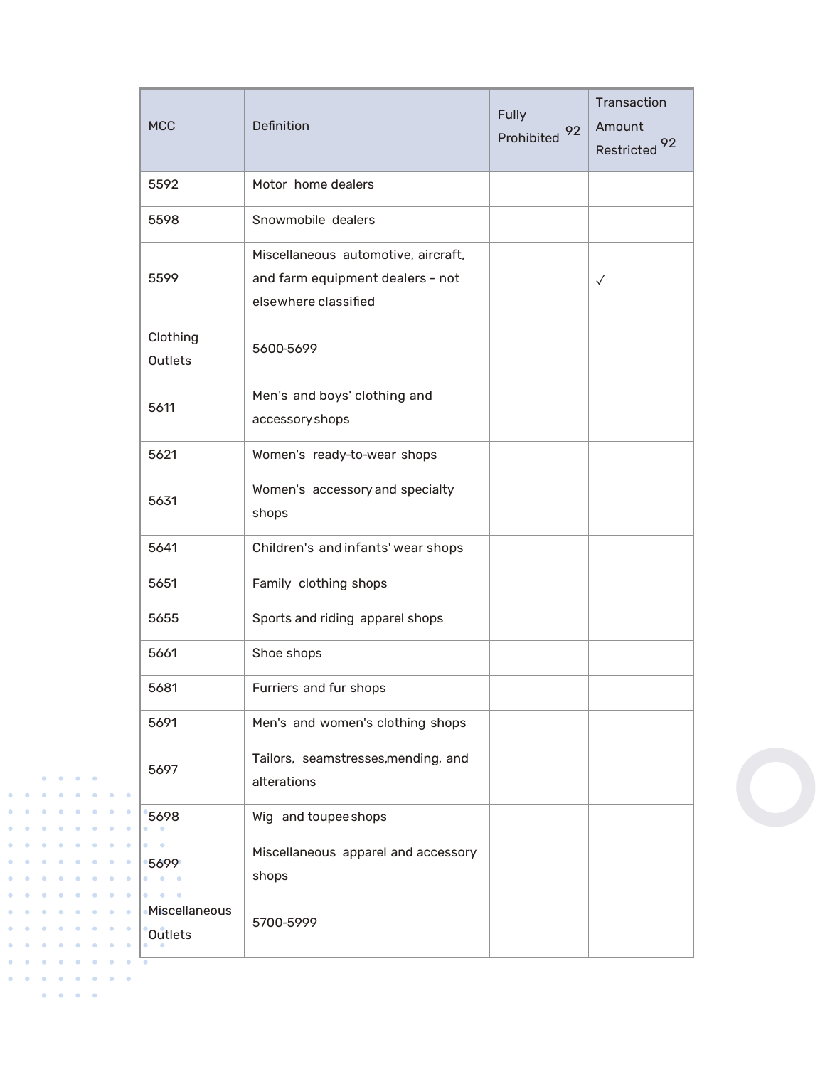| MCC | Definition | Fully Prohibited [92] | Transaction Amount Restricted [92] |
|---|---|---|---|
| 5592 | Motor home dealers | | |
| 5598 | Snowmobile dealers | | |
| 5599 | Miscellaneous automotive, aircraft, and farm equipment dealers - not elsewhere classified | | ✓ |
| Clothing Outlets | 5600-5699 | | |
| 5611 | Men's and boys' clothing and accessory shops | | |
| 5621 | Women's ready-to-wear shops | | |
| 5631 | Women's accessory and specialty shops | | |
| 5641 | Children's and infants' wear shops | | |
| 5651 | Family clothing shops | | |
| 5655 | Sports and riding apparel shops | | |
| 5661 | Shoe shops | | |
| 5681 | Furriers and fur shops | | |
| 5691 | Men's and women's clothing shops | | |
| 5697 | Tailors, seamstresses,mending, and alterations | | |
| 5698 | Wig and toupee shops | | |
| 5699 | Miscellaneous apparel and accessory shops | | |
| Miscellaneous Outlets | 5700-5999 | | |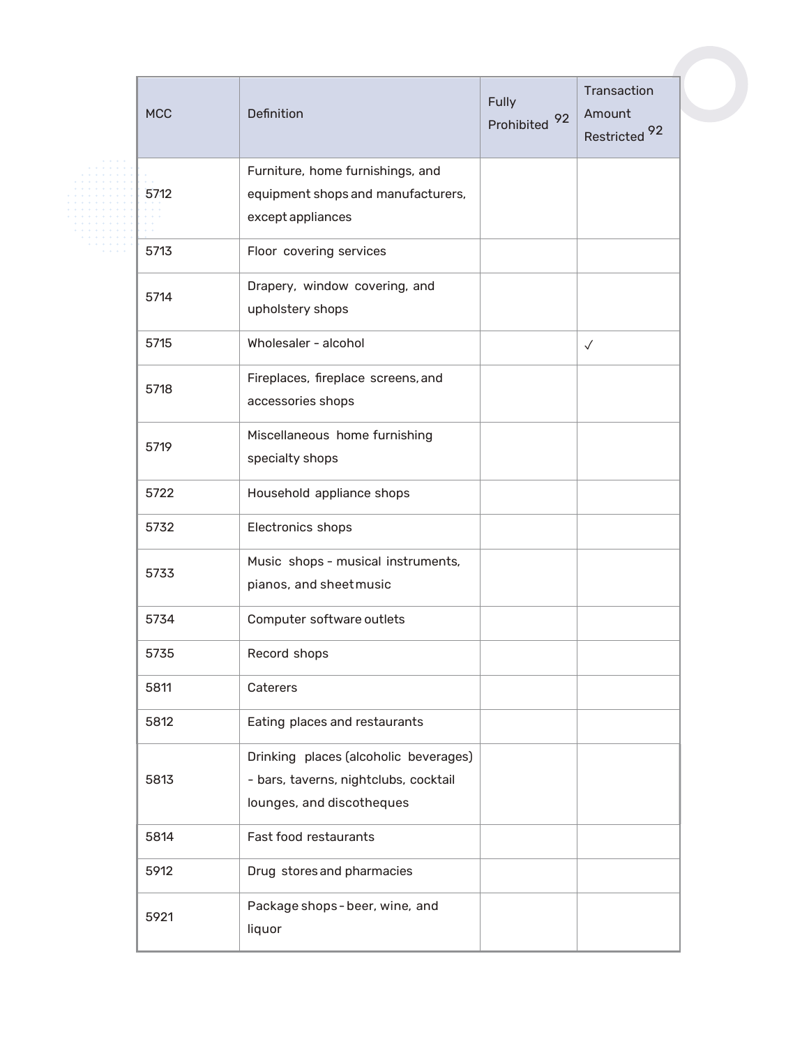| MCC | Definition | Fully Prohibited [92] | Transaction Amount Restricted [92] |
| --- | --- | --- | --- |
| 5712 | Furniture, home furnishings, and equipment shops and manufacturers, except appliances | | |
| 5713 | Floor covering services | | |
| 5714 | Drapery, window covering, and upholstery shops | | |
| 5715 | Wholesaler - alcohol | | ✓ |
| 5718 | Fireplaces, fireplace screens, and accessories shops | | |
| 5719 | Miscellaneous home furnishing specialty shops | | |
| 5722 | Household appliance shops | | |
| 5732 | Electronics shops | | |
| 5733 | Music shops - musical instruments, pianos, and sheet music | | |
| 5734 | Computer software outlets | | |
| 5735 | Record shops | | |
| 5811 | Caterers | | |
| 5812 | Eating places and restaurants | | |
| 5813 | Drinking places (alcoholic beverages) - bars, taverns, nightclubs, cocktail lounges, and discotheques | | |
| 5814 | Fast food restaurants | | |
| 5912 | Drug stores and pharmacies | | |
| 5921 | Package shops - beer, wine, and liquor | | |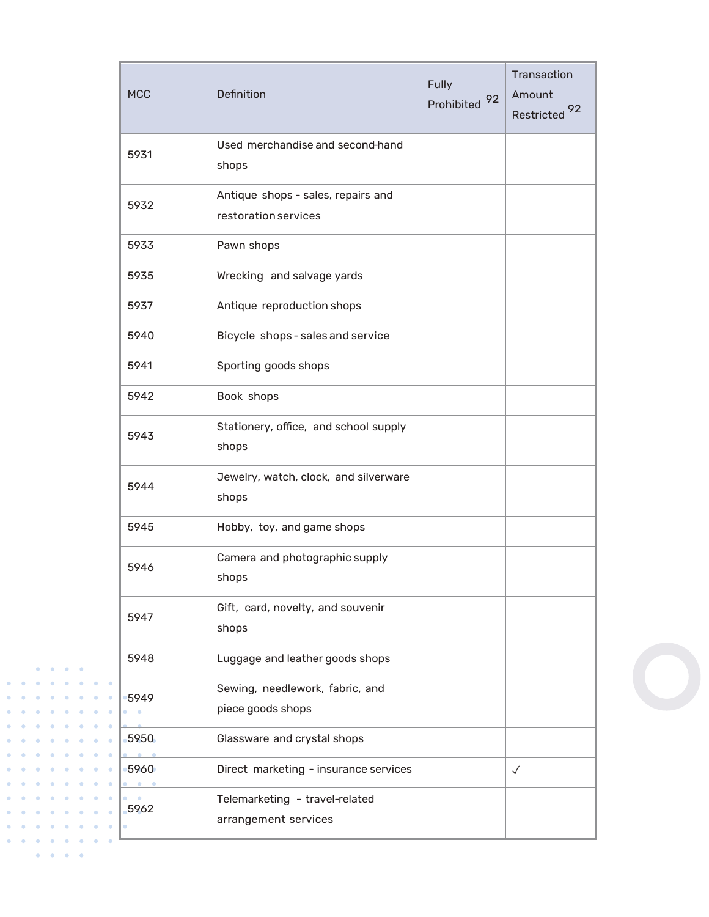| MCC | Definition | Fully Prohibited [92] | Transaction Amount Restricted [92] |
|---|---|---|---|
| 5931 | Used merchandise and second-hand shops | | |
| 5932 | Antique shops - sales, repairs and restoration services | | |
| 5933 | Pawn shops | | |
| 5935 | Wrecking and salvage yards | | |
| 5937 | Antique reproduction shops | | |
| 5940 | Bicycle shops - sales and service | | |
| 5941 | Sporting goods shops | | |
| 5942 | Book shops | | |
| 5943 | Stationery, office, and school supply shops | | |
| 5944 | Jewelry, watch, clock, and silverware shops | | |
| 5945 | Hobby, toy, and game shops | | |
| 5946 | Camera and photographic supply shops | | |
| 5947 | Gift, card, novelty, and souvenir shops | | |
| 5948 | Luggage and leather goods shops | | |
| 5949 | Sewing, needlework, fabric, and piece goods shops | | |
| 5950 | Glassware and crystal shops | | |
| 5960 | Direct marketing - insurance services | | ✓ |
| 5962 | Telemarketing - travel-related arrangement services | | |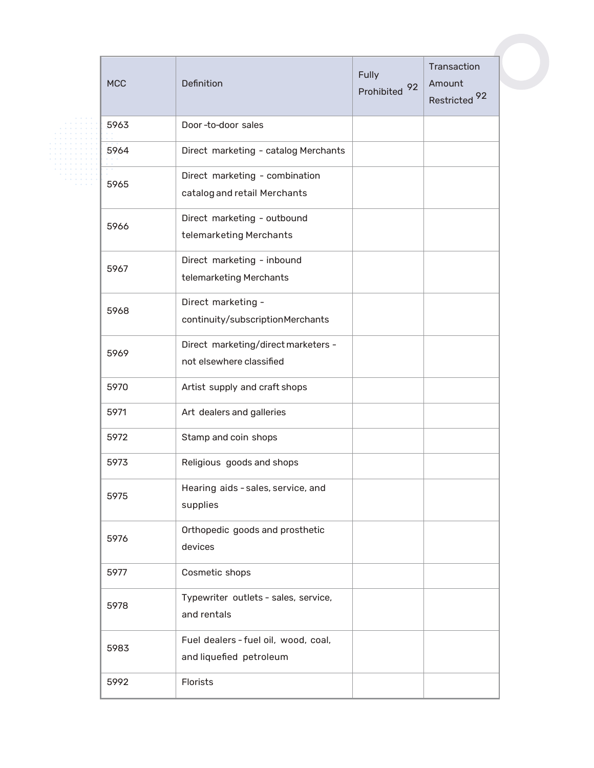| MCC | Definition | Fully Prohibited [92] | Transaction Amount Restricted [92] |
|---|---|---|---|
| 5963 | Door-to-door sales | | |
| 5964 | Direct marketing - catalog Merchants | | |
| 5965 | Direct marketing - combination catalog and retail Merchants | | |
| 5966 | Direct marketing - outbound telemarketing Merchants | | |
| 5967 | Direct marketing - inbound telemarketing Merchants | | |
| 5968 | Direct marketing - continuity/subscription Merchants | | |
| 5969 | Direct marketing/direct marketers - not elsewhere classified | | |
| 5970 | Artist supply and craft shops | | |
| 5971 | Art dealers and galleries | | |
| 5972 | Stamp and coin shops | | |
| 5973 | Religious goods and shops | | |
| 5975 | Hearing aids - sales, service, and supplies | | |
| 5976 | Orthopedic goods and prosthetic devices | | |
| 5977 | Cosmetic shops | | |
| 5978 | Typewriter outlets - sales, service, and rentals | | |
| 5983 | Fuel dealers - fuel oil, wood, coal, and liquefied petroleum | | |
| 5992 | Florists | | |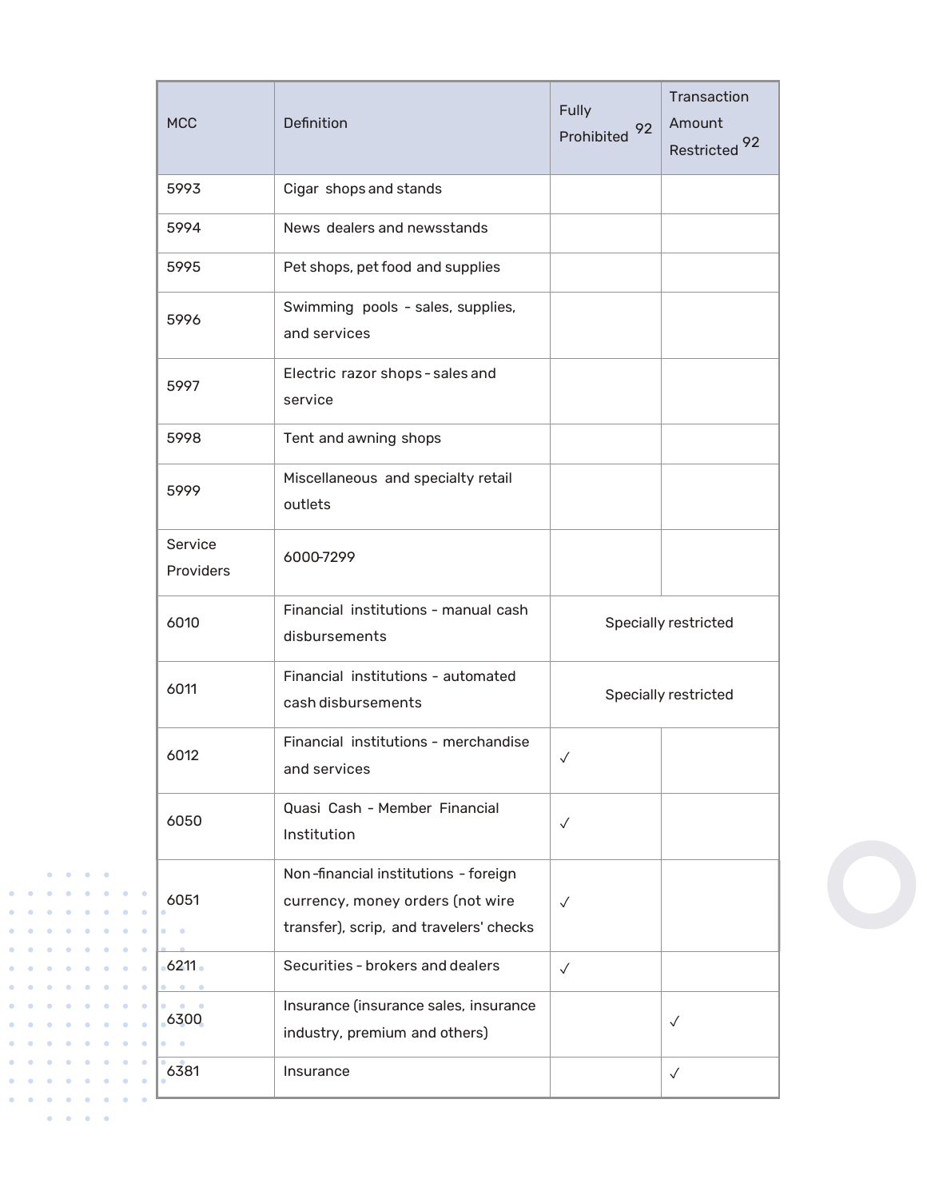| MCC | Definition | Fully Prohibited [92] | Transaction Amount Restricted [92] |
| --- | --- | --- | --- |
| 5993 | Cigar shops and stands | | |
| 5994 | News dealers and newsstands | | |
| 5995 | Pet shops, pet food and supplies | | |
| 5996 | Swimming pools - sales, supplies, and services | | |
| 5997 | Electric razor shops - sales and service | | |
| 5998 | Tent and awning shops | | |
| 5999 | Miscellaneous and specialty retail outlets | | |
| Service Providers | 6000-7299 | | |
| 6010 | Financial institutions - manual cash disbursements | Specially restricted | |
| 6011 | Financial institutions - automated cash disbursements | Specially restricted | |
| 6012 | Financial institutions - merchandise and services | ✓ | |
| 6050 | Quasi Cash - Member Financial Institution | ✓ | |
| 6051 | Non-financial institutions - foreign currency, money orders (not wire transfer), scrip, and travelers' checks | ✓ | |
| 6211 | Securities - brokers and dealers | ✓ | |
| 6300 | Insurance (insurance sales, insurance industry, premium and others) | | ✓ |
| 6381 | Insurance | | ✓ |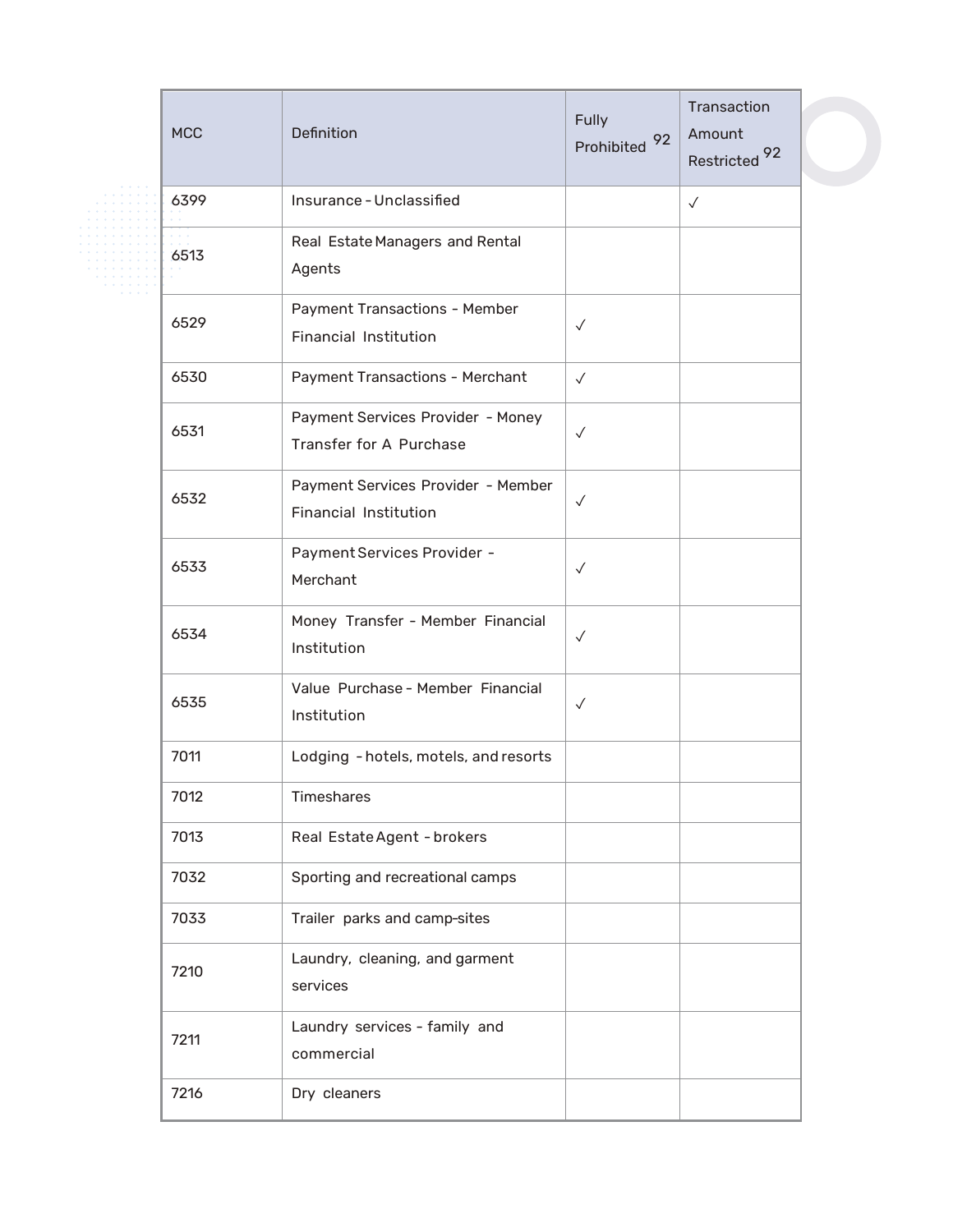| MCC | Definition | Fully Prohibited [92] | Transaction Amount Restricted [92] |
| --- | --- | --- | --- |
| 6399 | Insurance - Unclassified | | ✓ |
| 6513 | Real Estate Managers and Rental Agents | | |
| 6529 | Payment Transactions - Member Financial Institution | ✓ | |
| 6530 | Payment Transactions - Merchant | ✓ | |
| 6531 | Payment Services Provider - Money Transfer for A Purchase | ✓ | |
| 6532 | Payment Services Provider - Member Financial Institution | ✓ | |
| 6533 | Payment Services Provider - Merchant | ✓ | |
| 6534 | Money Transfer - Member Financial Institution | ✓ | |
| 6535 | Value Purchase - Member Financial Institution | ✓ | |
| 7011 | Lodging - hotels, motels, and resorts | | |
| 7012 | Timeshares | | |
| 7013 | Real Estate Agent - brokers | | |
| 7032 | Sporting and recreational camps | | |
| 7033 | Trailer parks and camp-sites | | |
| 7210 | Laundry, cleaning, and garment services | | |
| 7211 | Laundry services - family and commercial | | |
| 7216 | Dry cleaners | | |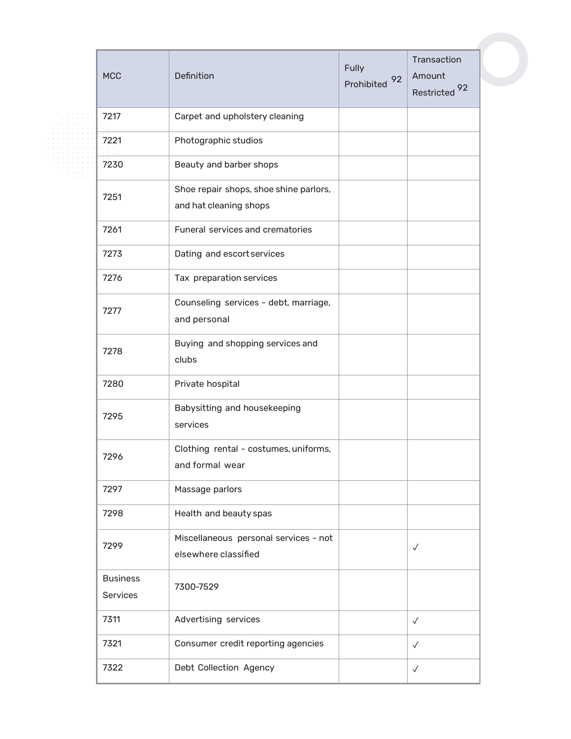| MCC | Definition | Fully Prohibited [92] | Transaction Amount Restricted [92] |
|---|---|---|---|
| 7217 | Carpet and upholstery cleaning | | |
| 7221 | Photographic studios | | |
| 7230 | Beauty and barber shops | | |
| 7251 | Shoe repair shops, shoe shine parlors, and hat cleaning shops | | |
| 7261 | Funeral services and crematories | | |
| 7273 | Dating and escort services | | |
| 7276 | Tax preparation services | | |
| 7277 | Counseling services - debt, marriage, and personal | | |
| 7278 | Buying and shopping services and clubs | | |
| 7280 | Private hospital | | |
| 7295 | Babysitting and housekeeping services | | |
| 7296 | Clothing rental - costumes, uniforms, and formal wear | | |
| 7297 | Massage parlors | | |
| 7298 | Health and beauty spas | | |
| 7299 | Miscellaneous personal services - not elsewhere classified | | ✓ |
| Business Services | 7300-7529 | | |
| 7311 | Advertising services | | ✓ |
| 7321 | Consumer credit reporting agencies | | ✓ |
| 7322 | Debt Collection Agency | | ✓ |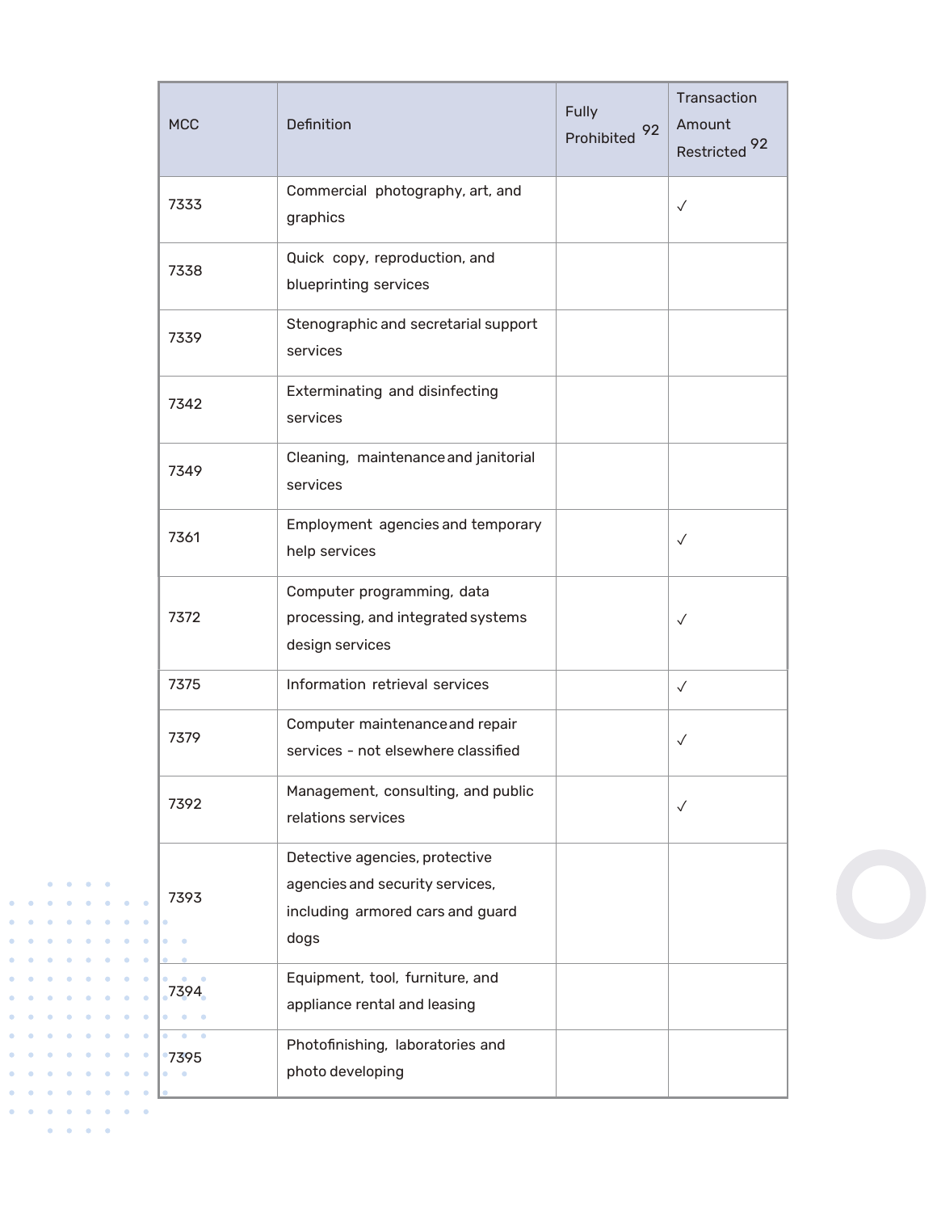| MCC | Definition | Fully Prohibited [92] | Transaction Amount Restricted [92] |
|---|---|---|---|
| 7333 | Commercial photography, art, and graphics | | ✓ |
| 7338 | Quick copy, reproduction, and blueprinting services | | |
| 7339 | Stenographic and secretarial support services | | |
| 7342 | Exterminating and disinfecting services | | |
| 7349 | Cleaning, maintenance and janitorial services | | |
| 7361 | Employment agencies and temporary help services | | ✓ |
| 7372 | Computer programming, data processing, and integrated systems design services | | ✓ |
| 7375 | Information retrieval services | | ✓ |
| 7379 | Computer maintenance and repair services - not elsewhere classified | | ✓ |
| 7392 | Management, consulting, and public relations services | | ✓ |
| 7393 | Detective agencies, protective agencies and security services, including armored cars and guard dogs | | |
| 7394 | Equipment, tool, furniture, and appliance rental and leasing | | |
| 7395 | Photofinishing, laboratories and photo developing | | |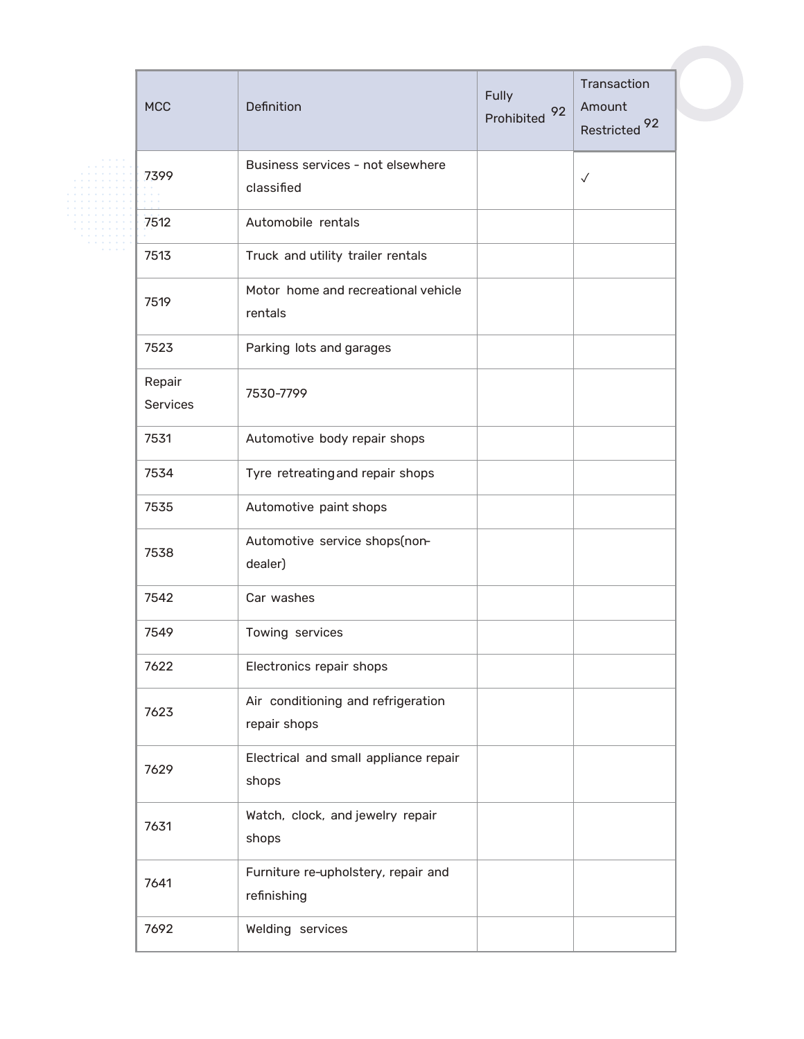| MCC | Definition | Fully Prohibited [92] | Transaction Amount Restricted [92] |
|---|---|---|---|
| 7399 | Business services - not elsewhere classified | | ✓ |
| 7512 | Automobile rentals | | |
| 7513 | Truck and utility trailer rentals | | |
| 7519 | Motor home and recreational vehicle rentals | | |
| 7523 | Parking lots and garages | | |
| Repair Services | 7530-7799 | | |
| 7531 | Automotive body repair shops | | |
| 7534 | Tyre retreating and repair shops | | |
| 7535 | Automotive paint shops | | |
| 7538 | Automotive service shops(non-dealer) | | |
| 7542 | Car washes | | |
| 7549 | Towing services | | |
| 7622 | Electronics repair shops | | |
| 7623 | Air conditioning and refrigeration repair shops | | |
| 7629 | Electrical and small appliance repair shops | | |
| 7631 | Watch, clock, and jewelry repair shops | | |
| 7641 | Furniture re-upholstery, repair and refinishing | | |
| 7692 | Welding services | | |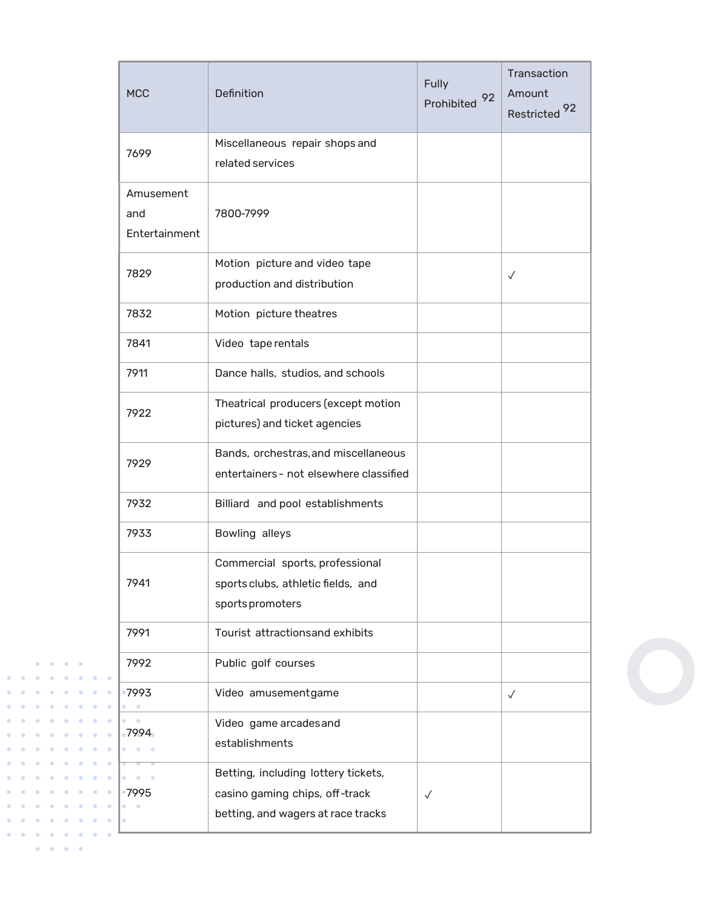| MCC | Definition | Fully Prohibited [92] | Transaction Amount Restricted [92] |
|---|---|---|---|
| 7699 | Miscellaneous repair shops and related services | | |
| Amusement and Entertainment | 7800-7999 | | |
| 7829 | Motion picture and video tape production and distribution | | ✓ |
| 7832 | Motion picture theatres | | |
| 7841 | Video tape rentals | | |
| 7911 | Dance halls, studios, and schools | | |
| 7922 | Theatrical producers (except motion pictures) and ticket agencies | | |
| 7929 | Bands, orchestras, and miscellaneous entertainers - not elsewhere classified | | |
| 7932 | Billiard and pool establishments | | |
| 7933 | Bowling alleys | | |
| 7941 | Commercial sports, professional sports clubs, athletic fields, and sports promoters | | |
| 7991 | Tourist attractions and exhibits | | |
| 7992 | Public golf courses | | |
| 7993 | Video amusement game | | ✓ |
| 7994 | Video game arcades and establishments | | |
| 7995 | Betting, including lottery tickets, casino gaming chips, off-track betting, and wagers at race tracks | ✓ | |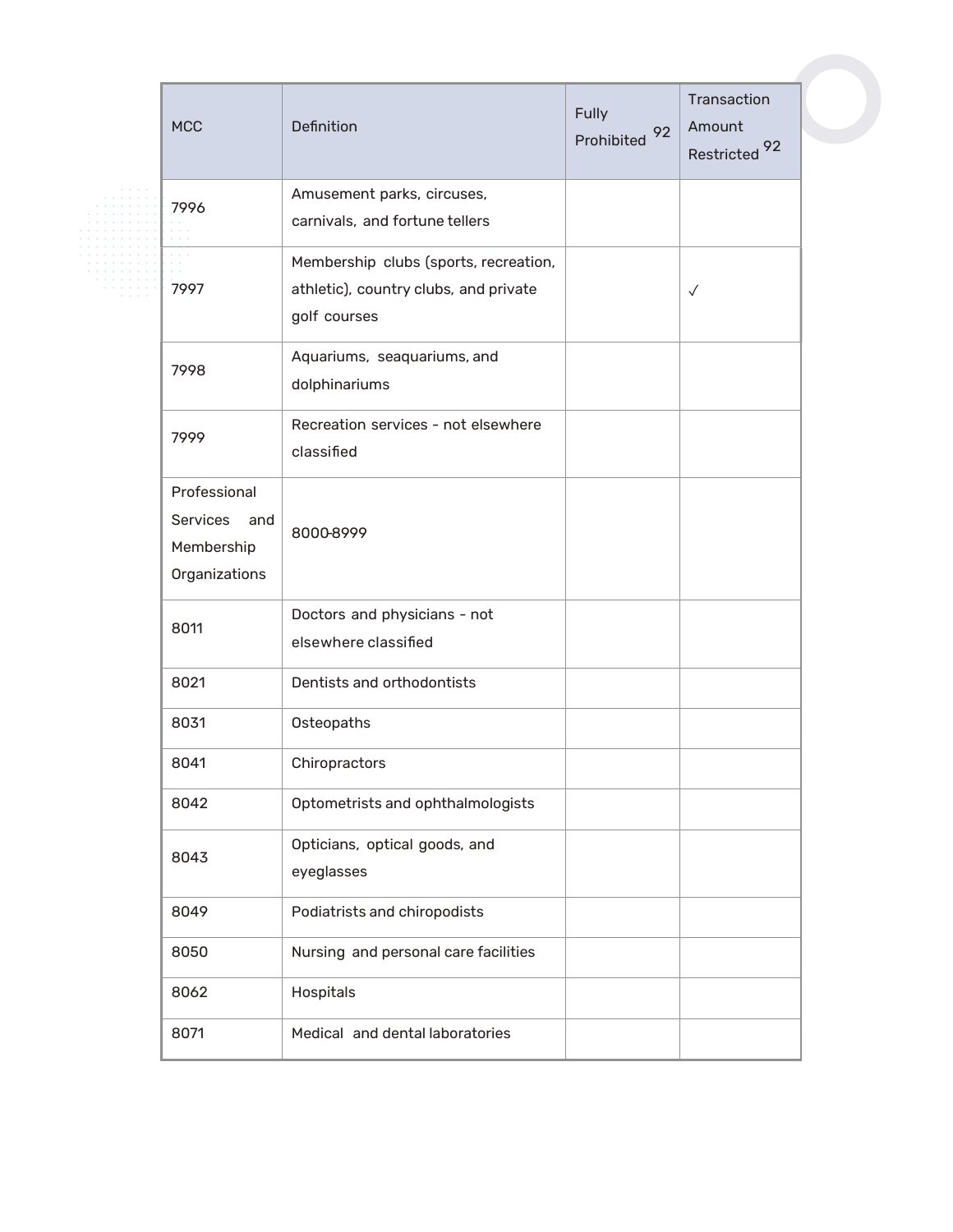| MCC | Definition | Fully Prohibited [92] | Transaction Amount Restricted [92] |
| --- | --- | --- | --- |
| 7996 | Amusement parks, circuses, carnivals, and fortune tellers | | |
| 7997 | Membership clubs (sports, recreation, athletic), country clubs, and private golf courses | | ✓ |
| 7998 | Aquariums, seaquariums, and dolphinariums | | |
| 7999 | Recreation services - not elsewhere classified | | |
| Professional Services and Membership Organizations | 8000-8999 | | |
| 8011 | Doctors and physicians - not elsewhere classified | | |
| 8021 | Dentists and orthodontists | | |
| 8031 | Osteopaths | | |
| 8041 | Chiropractors | | |
| 8042 | Optometrists and ophthalmologists | | |
| 8043 | Opticians, optical goods, and eyeglasses | | |
| 8049 | Podiatrists and chiropodists | | |
| 8050 | Nursing and personal care facilities | | |
| 8062 | Hospitals | | |
| 8071 | Medical and dental laboratories | | |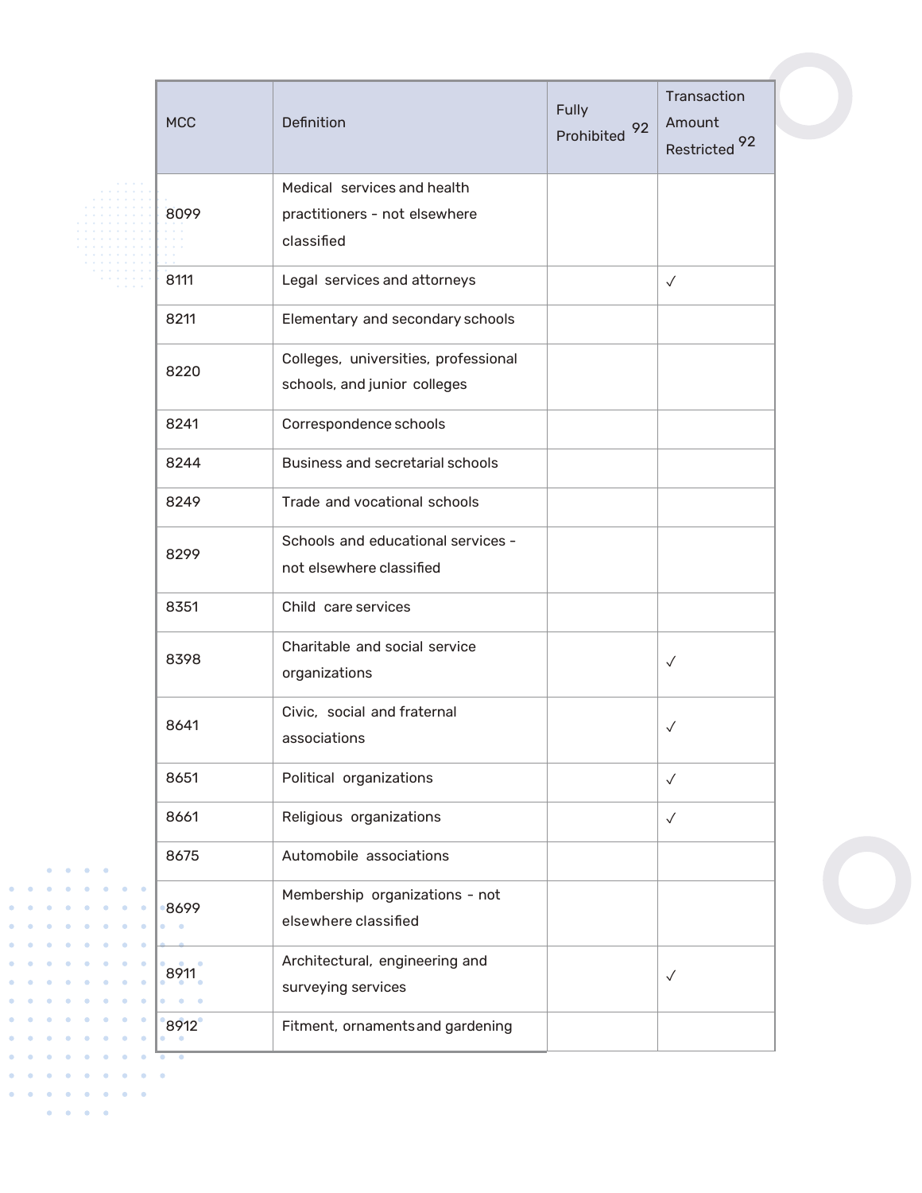| MCC | Definition | Fully Prohibited [92] | Transaction Amount Restricted [92] |
| --- | --- | --- | --- |
| 8099 | Medical services and health practitioners - not elsewhere classified | | |
| 8111 | Legal services and attorneys | | ✓ |
| 8211 | Elementary and secondary schools | | |
| 8220 | Colleges, universities, professional schools, and junior colleges | | |
| 8241 | Correspondence schools | | |
| 8244 | Business and secretarial schools | | |
| 8249 | Trade and vocational schools | | |
| 8299 | Schools and educational services - not elsewhere classified | | |
| 8351 | Child care services | | |
| 8398 | Charitable and social service organizations | | ✓ |
| 8641 | Civic, social and fraternal associations | | ✓ |
| 8651 | Political organizations | | ✓ |
| 8661 | Religious organizations | | ✓ |
| 8675 | Automobile associations | | |
| 8699 | Membership organizations - not elsewhere classified | | |
| 8911 | Architectural, engineering and surveying services | | ✓ |
| 8912 | Fitment, ornaments and gardening | | |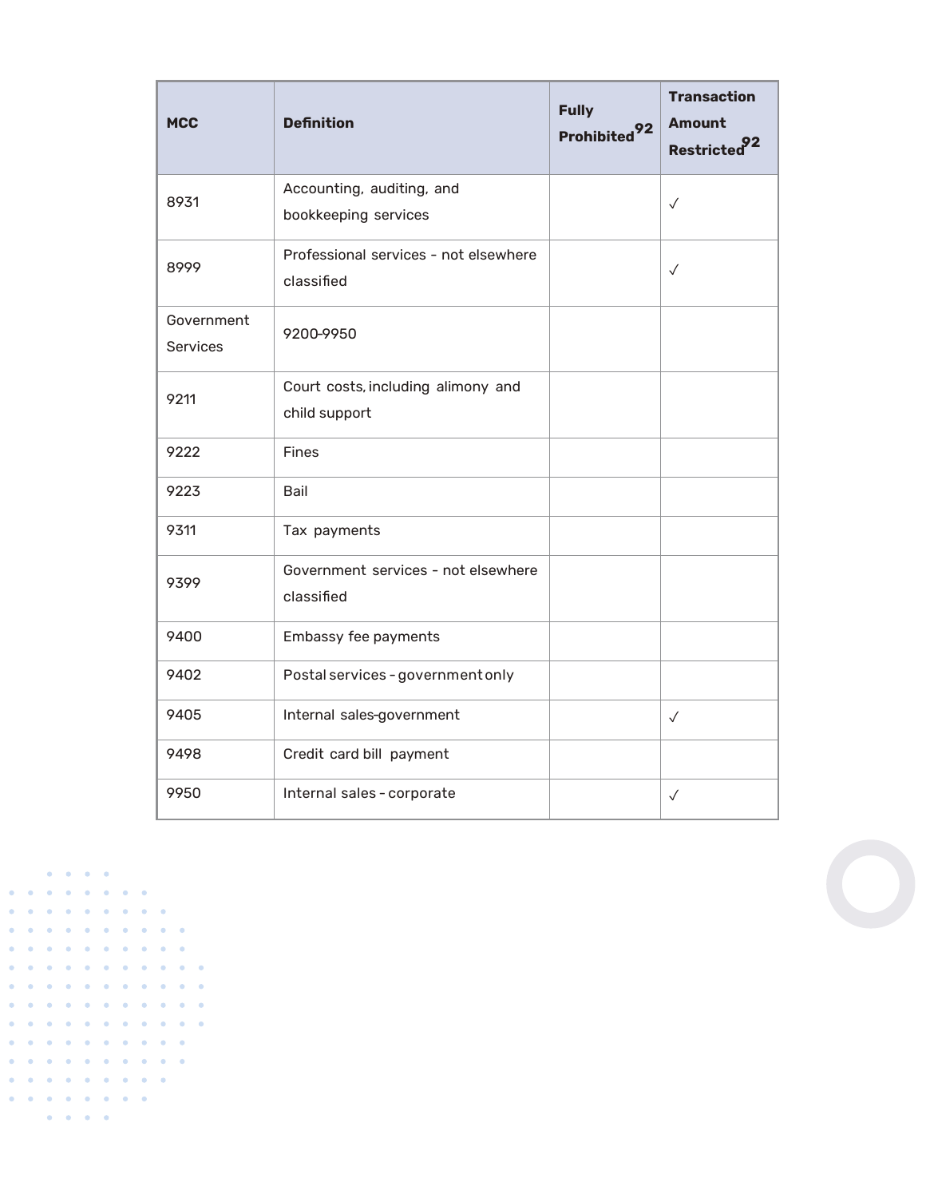| MCC | Definition | Fully Prohibited[92] | Transaction Amount Restricted[92] |
|---|---|---|---|
| 8931 | Accounting, auditing, and bookkeeping services | | ✓ |
| 8999 | Professional services - not elsewhere classified | | ✓ |
| Government Services | 9200-9950 | | |
| 9211 | Court costs, including alimony and child support | | |
| 9222 | Fines | | |
| 9223 | Bail | | |
| 9311 | Tax payments | | |
| 9399 | Government services - not elsewhere classified | | |
| 9400 | Embassy fee payments | | |
| 9402 | Postal services - government only | | |
| 9405 | Internal sales-government | | ✓ |
| 9498 | Credit card bill payment | | |
| 9950 | Internal sales - corporate | | ✓ |